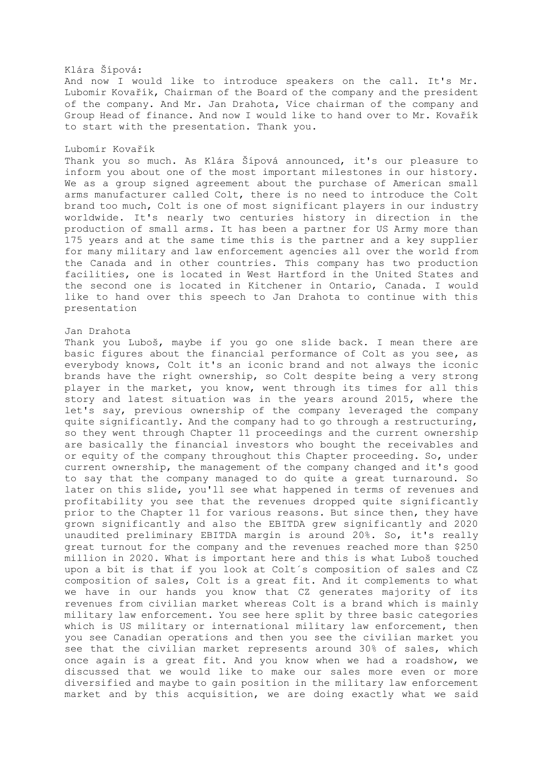Klára Šípová:

And now I would like to introduce speakers on the call. It's Mr. Lubomir Kovařík, Chairman of the Board of the company and the president of the company. And Mr. Jan Drahota, Vice chairman of the company and Group Head of finance. And now I would like to hand over to Mr. Kovařík to start with the presentation. Thank you.

Lubomír Kovařík

Thank you so much. As Klára Šípová announced, it's our pleasure to inform you about one of the most important milestones in our history. We as a group signed agreement about the purchase of American small arms manufacturer called Colt, there is no need to introduce the Colt brand too much, Colt is one of most significant players in our industry worldwide. It's nearly two centuries history in direction in the production of small arms. It has been a partner for US Army more than 175 years and at the same time this is the partner and a key supplier for many military and law enforcement agencies all over the world from the Canada and in other countries. This company has two production facilities, one is located in West Hartford in the United States and the second one is located in Kitchener in Ontario, Canada. I would like to hand over this speech to Jan Drahota to continue with this presentation

Jan Drahota

Thank you Luboš, maybe if you go one slide back. I mean there are basic figures about the financial performance of Colt as you see, as everybody knows, Colt it's an iconic brand and not always the iconic brands have the right ownership, so Colt despite being a very strong player in the market, you know, went through its times for all this story and latest situation was in the years around 2015, where the let's say, previous ownership of the company leveraged the company quite significantly. And the company had to go through a restructuring, so they went through Chapter 11 proceedings and the current ownership are basically the financial investors who bought the receivables and or equity of the company throughout this Chapter proceeding. So, under current ownership, the management of the company changed and it's good to say that the company managed to do quite a great turnaround. So later on this slide, you'll see what happened in terms of revenues and profitability you see that the revenues dropped quite significantly prior to the Chapter 11 for various reasons. But since then, they have grown significantly and also the EBITDA grew significantly and 2020 unaudited preliminary EBITDA margin is around 20%. So, it's really great turnout for the company and the revenues reached more than $250 million in 2020. What is important here and this is what Luboš touched upon a bit is that if you look at Colt´s composition of sales and CZ composition of sales, Colt is a great fit. And it complements to what we have in our hands you know that CZ generates majority of its revenues from civilian market whereas Colt is a brand which is mainly military law enforcement. You see here split by three basic categories which is US military or international military law enforcement, then you see Canadian operations and then you see the civilian market you see that the civilian market represents around 30% of sales, which once again is a great fit. And you know when we had a roadshow, we discussed that we would like to make our sales more even or more diversified and maybe to gain position in the military law enforcement market and by this acquisition, we are doing exactly what we said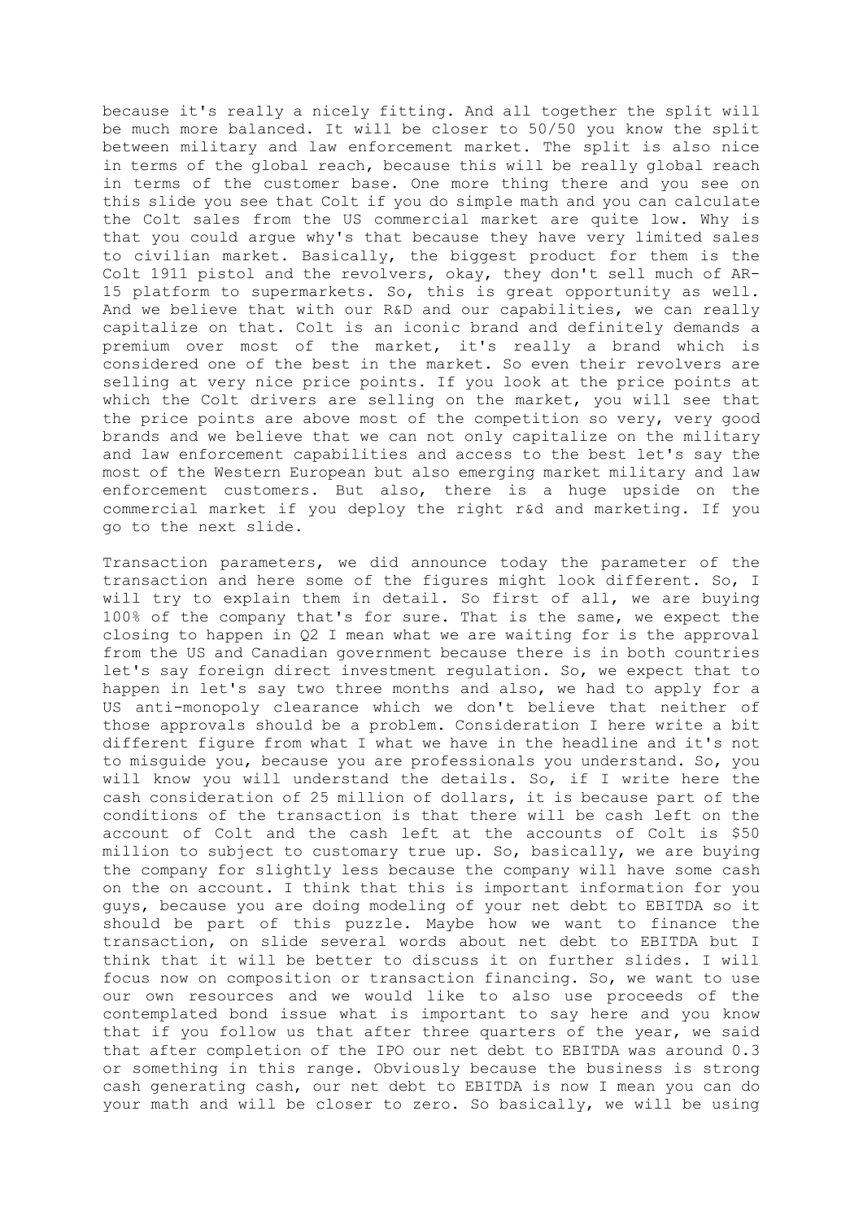because it's really a nicely fitting. And all together the split will be much more balanced. It will be closer to 50/50 you know the split between military and law enforcement market. The split is also nice in terms of the global reach, because this will be really global reach in terms of the customer base. One more thing there and you see on this slide you see that Colt if you do simple math and you can calculate the Colt sales from the US commercial market are quite low. Why is that you could argue why's that because they have very limited sales to civilian market. Basically, the biggest product for them is the Colt 1911 pistol and the revolvers, okay, they don't sell much of AR-15 platform to supermarkets. So, this is great opportunity as well. And we believe that with our R&D and our capabilities, we can really capitalize on that. Colt is an iconic brand and definitely demands a premium over most of the market, it's really a brand which is considered one of the best in the market. So even their revolvers are selling at very nice price points. If you look at the price points at which the Colt drivers are selling on the market, you will see that the price points are above most of the competition so very, very good brands and we believe that we can not only capitalize on the military and law enforcement capabilities and access to the best let's say the most of the Western European but also emerging market military and law enforcement customers. But also, there is a huge upside on the commercial market if you deploy the right r&d and marketing. If you go to the next slide.

Transaction parameters, we did announce today the parameter of the transaction and here some of the figures might look different. So, I will try to explain them in detail. So first of all, we are buying 100% of the company that's for sure. That is the same, we expect the closing to happen in Q2 I mean what we are waiting for is the approval from the US and Canadian government because there is in both countries let's say foreign direct investment regulation. So, we expect that to happen in let's say two three months and also, we had to apply for a US anti-monopoly clearance which we don't believe that neither of those approvals should be a problem. Consideration I here write a bit different figure from what I what we have in the headline and it's not to misguide you, because you are professionals you understand. So, you will know you will understand the details. So, if I write here the cash consideration of 25 million of dollars, it is because part of the conditions of the transaction is that there will be cash left on the account of Colt and the cash left at the accounts of Colt is $50 million to subject to customary true up. So, basically, we are buying the company for slightly less because the company will have some cash on the on account. I think that this is important information for you guys, because you are doing modeling of your net debt to EBITDA so it should be part of this puzzle. Maybe how we want to finance the transaction, on slide several words about net debt to EBITDA but I think that it will be better to discuss it on further slides. I will focus now on composition or transaction financing. So, we want to use our own resources and we would like to also use proceeds of the contemplated bond issue what is important to say here and you know that if you follow us that after three quarters of the year, we said that after completion of the IPO our net debt to EBITDA was around 0.3 or something in this range. Obviously because the business is strong cash generating cash, our net debt to EBITDA is now I mean you can do your math and will be closer to zero. So basically, we will be using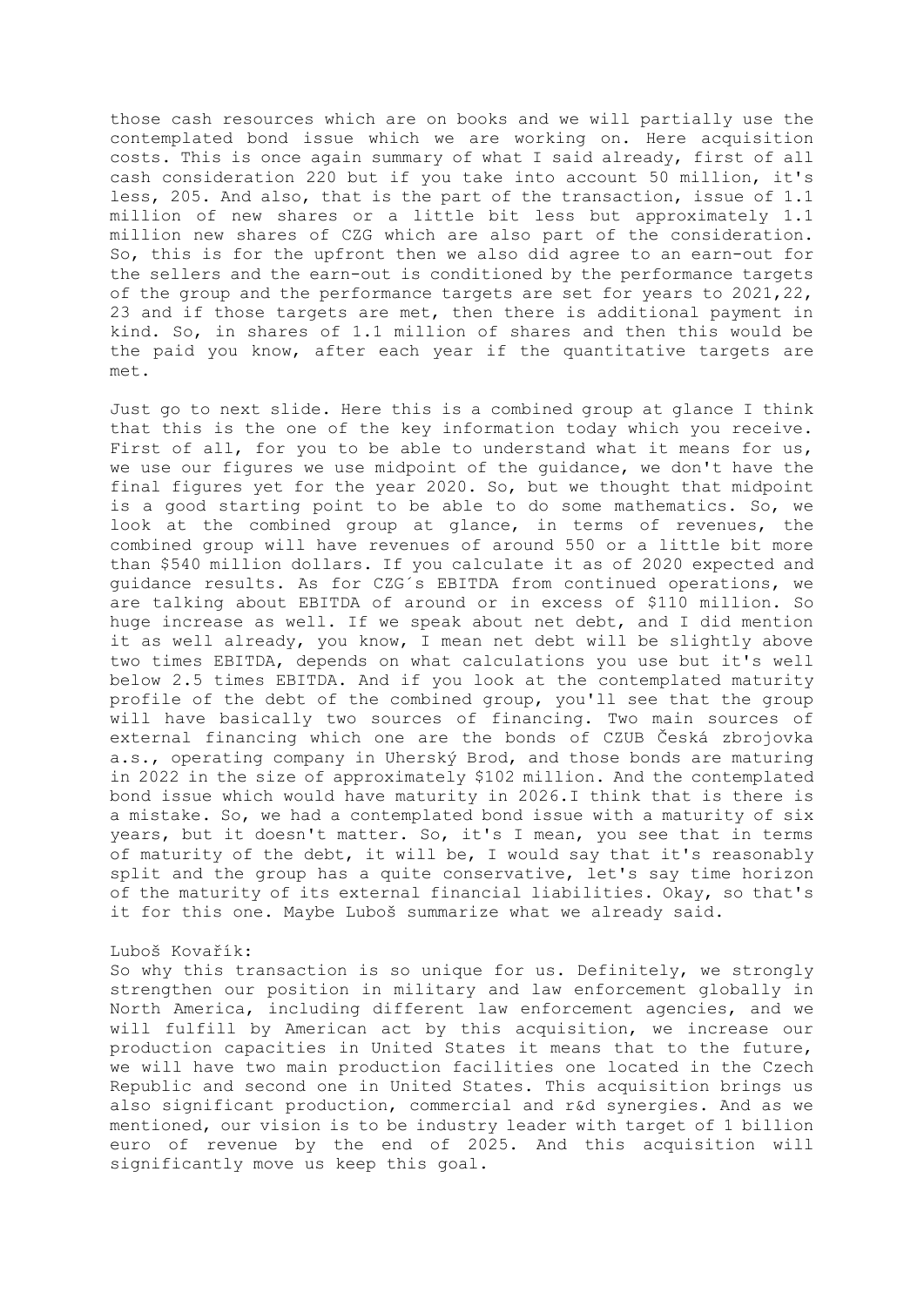those cash resources which are on books and we will partially use the contemplated bond issue which we are working on. Here acquisition costs. This is once again summary of what I said already, first of all cash consideration 220 but if you take into account 50 million, it's less, 205. And also, that is the part of the transaction, issue of 1.1 million of new shares or a little bit less but approximately 1.1 million new shares of CZG which are also part of the consideration. So, this is for the upfront then we also did agree to an earn-out for the sellers and the earn-out is conditioned by the performance targets of the group and the performance targets are set for years to 2021,22, 23 and if those targets are met, then there is additional payment in kind. So, in shares of 1.1 million of shares and then this would be the paid you know, after each year if the quantitative targets are met.

Just go to next slide. Here this is a combined group at glance I think that this is the one of the key information today which you receive. First of all, for you to be able to understand what it means for us, we use our figures we use midpoint of the guidance, we don't have the final figures yet for the year 2020. So, but we thought that midpoint is a good starting point to be able to do some mathematics. So, we look at the combined group at glance, in terms of revenues, the combined group will have revenues of around 550 or a little bit more than $540 million dollars. If you calculate it as of 2020 expected and guidance results. As for CZG´s EBITDA from continued operations, we are talking about EBITDA of around or in excess of $110 million. So huge increase as well. If we speak about net debt, and I did mention it as well already, you know, I mean net debt will be slightly above two times EBITDA, depends on what calculations you use but it's well below 2.5 times EBITDA. And if you look at the contemplated maturity profile of the debt of the combined group, you'll see that the group will have basically two sources of financing. Two main sources of external financing which one are the bonds of CZUB Česká zbrojovka a.s., operating company in Uherský Brod, and those bonds are maturing in 2022 in the size of approximately $102 million. And the contemplated bond issue which would have maturity in 2026.I think that is there is a mistake. So, we had a contemplated bond issue with a maturity of six years, but it doesn't matter. So, it's I mean, you see that in terms of maturity of the debt, it will be, I would say that it's reasonably split and the group has a quite conservative, let's say time horizon of the maturity of its external financial liabilities. Okay, so that's it for this one. Maybe Luboš summarize what we already said.

Luboš Kovařík:
So why this transaction is so unique for us. Definitely, we strongly strengthen our position in military and law enforcement globally in North America, including different law enforcement agencies, and we will fulfill by American act by this acquisition, we increase our production capacities in United States it means that to the future, we will have two main production facilities one located in the Czech Republic and second one in United States. This acquisition brings us also significant production, commercial and r&d synergies. And as we mentioned, our vision is to be industry leader with target of 1 billion euro of revenue by the end of 2025. And this acquisition will significantly move us keep this goal.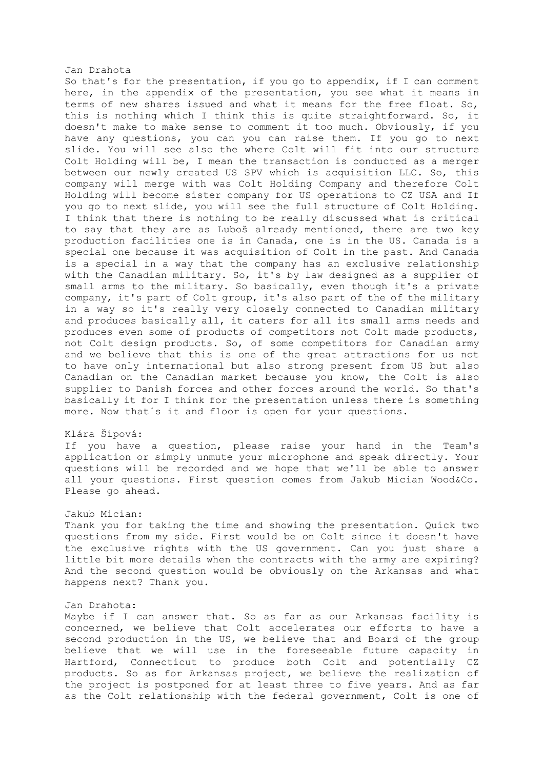Jan Drahota

So that's for the presentation, if you go to appendix, if I can comment here, in the appendix of the presentation, you see what it means in terms of new shares issued and what it means for the free float. So, this is nothing which I think this is quite straightforward. So, it doesn't make to make sense to comment it too much. Obviously, if you have any questions, you can you can raise them. If you go to next slide. You will see also the where Colt will fit into our structure Colt Holding will be, I mean the transaction is conducted as a merger between our newly created US SPV which is acquisition LLC. So, this company will merge with was Colt Holding Company and therefore Colt Holding will become sister company for US operations to CZ USA and If you go to next slide, you will see the full structure of Colt Holding. I think that there is nothing to be really discussed what is critical to say that they are as Luboš already mentioned, there are two key production facilities one is in Canada, one is in the US. Canada is a special one because it was acquisition of Colt in the past. And Canada is a special in a way that the company has an exclusive relationship with the Canadian military. So, it's by law designed as a supplier of small arms to the military. So basically, even though it's a private company, it's part of Colt group, it's also part of the of the military in a way so it's really very closely connected to Canadian military and produces basically all, it caters for all its small arms needs and produces even some of products of competitors not Colt made products, not Colt design products. So, of some competitors for Canadian army and we believe that this is one of the great attractions for us not to have only international but also strong present from US but also Canadian on the Canadian market because you know, the Colt is also supplier to Danish forces and other forces around the world. So that's basically it for I think for the presentation unless there is something more. Now that´s it and floor is open for your questions.

Klára Šípová:

If you have a question, please raise your hand in the Team's application or simply unmute your microphone and speak directly. Your questions will be recorded and we hope that we'll be able to answer all your questions. First question comes from Jakub Mician Wood&Co. Please go ahead.

Jakub Mician:

Thank you for taking the time and showing the presentation. Quick two questions from my side. First would be on Colt since it doesn't have the exclusive rights with the US government. Can you just share a little bit more details when the contracts with the army are expiring? And the second question would be obviously on the Arkansas and what happens next? Thank you.

Jan Drahota:

Maybe if I can answer that. So as far as our Arkansas facility is concerned, we believe that Colt accelerates our efforts to have a second production in the US, we believe that and Board of the group believe that we will use in the foreseeable future capacity in Hartford, Connecticut to produce both Colt and potentially CZ products. So as for Arkansas project, we believe the realization of the project is postponed for at least three to five years. And as far as the Colt relationship with the federal government, Colt is one of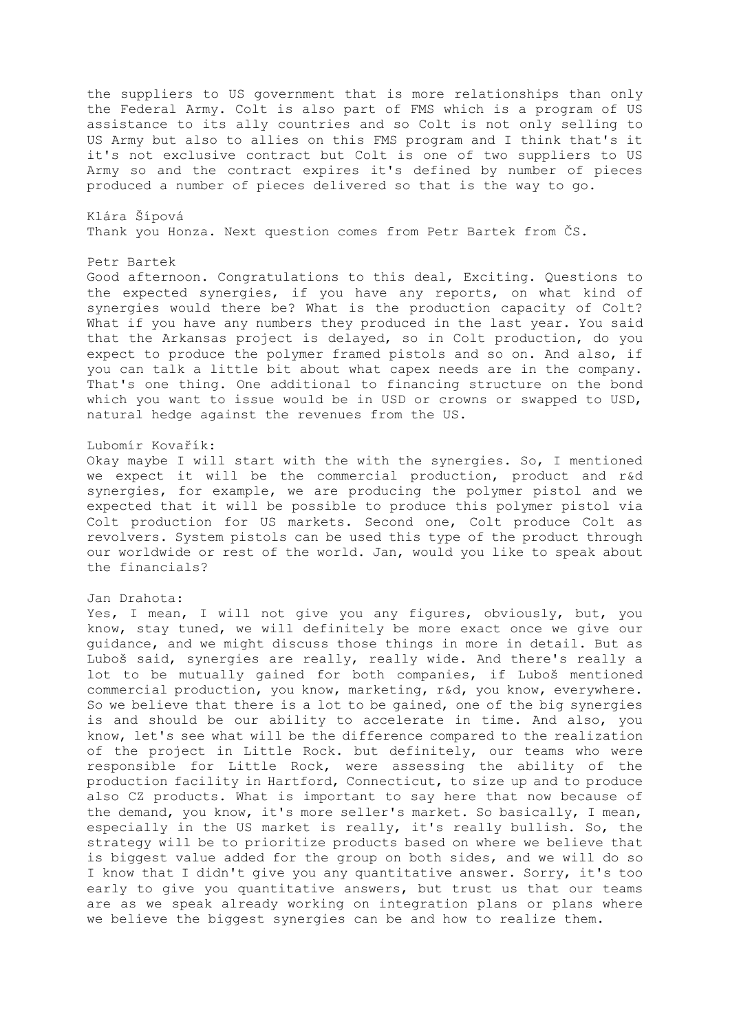the suppliers to US government that is more relationships than only the Federal Army. Colt is also part of FMS which is a program of US assistance to its ally countries and so Colt is not only selling to US Army but also to allies on this FMS program and I think that's it it's not exclusive contract but Colt is one of two suppliers to US Army so and the contract expires it's defined by number of pieces produced a number of pieces delivered so that is the way to go.

Klára Šípová
Thank you Honza. Next question comes from Petr Bartek from ČS.

Petr Bartek
Good afternoon. Congratulations to this deal, Exciting. Questions to the expected synergies, if you have any reports, on what kind of synergies would there be? What is the production capacity of Colt? What if you have any numbers they produced in the last year. You said that the Arkansas project is delayed, so in Colt production, do you expect to produce the polymer framed pistols and so on. And also, if you can talk a little bit about what capex needs are in the company. That's one thing. One additional to financing structure on the bond which you want to issue would be in USD or crowns or swapped to USD, natural hedge against the revenues from the US.

Lubomír Kovařík:
Okay maybe I will start with the with the synergies. So, I mentioned we expect it will be the commercial production, product and r&d synergies, for example, we are producing the polymer pistol and we expected that it will be possible to produce this polymer pistol via Colt production for US markets. Second one, Colt produce Colt as revolvers. System pistols can be used this type of the product through our worldwide or rest of the world. Jan, would you like to speak about the financials?

Jan Drahota:
Yes, I mean, I will not give you any figures, obviously, but, you know, stay tuned, we will definitely be more exact once we give our guidance, and we might discuss those things in more in detail. But as Luboš said, synergies are really, really wide. And there's really a lot to be mutually gained for both companies, if Luboš mentioned commercial production, you know, marketing, r&d, you know, everywhere. So we believe that there is a lot to be gained, one of the big synergies is and should be our ability to accelerate in time. And also, you know, let's see what will be the difference compared to the realization of the project in Little Rock. but definitely, our teams who were responsible for Little Rock, were assessing the ability of the production facility in Hartford, Connecticut, to size up and to produce also CZ products. What is important to say here that now because of the demand, you know, it's more seller's market. So basically, I mean, especially in the US market is really, it's really bullish. So, the strategy will be to prioritize products based on where we believe that is biggest value added for the group on both sides, and we will do so I know that I didn't give you any quantitative answer. Sorry, it's too early to give you quantitative answers, but trust us that our teams are as we speak already working on integration plans or plans where we believe the biggest synergies can be and how to realize them.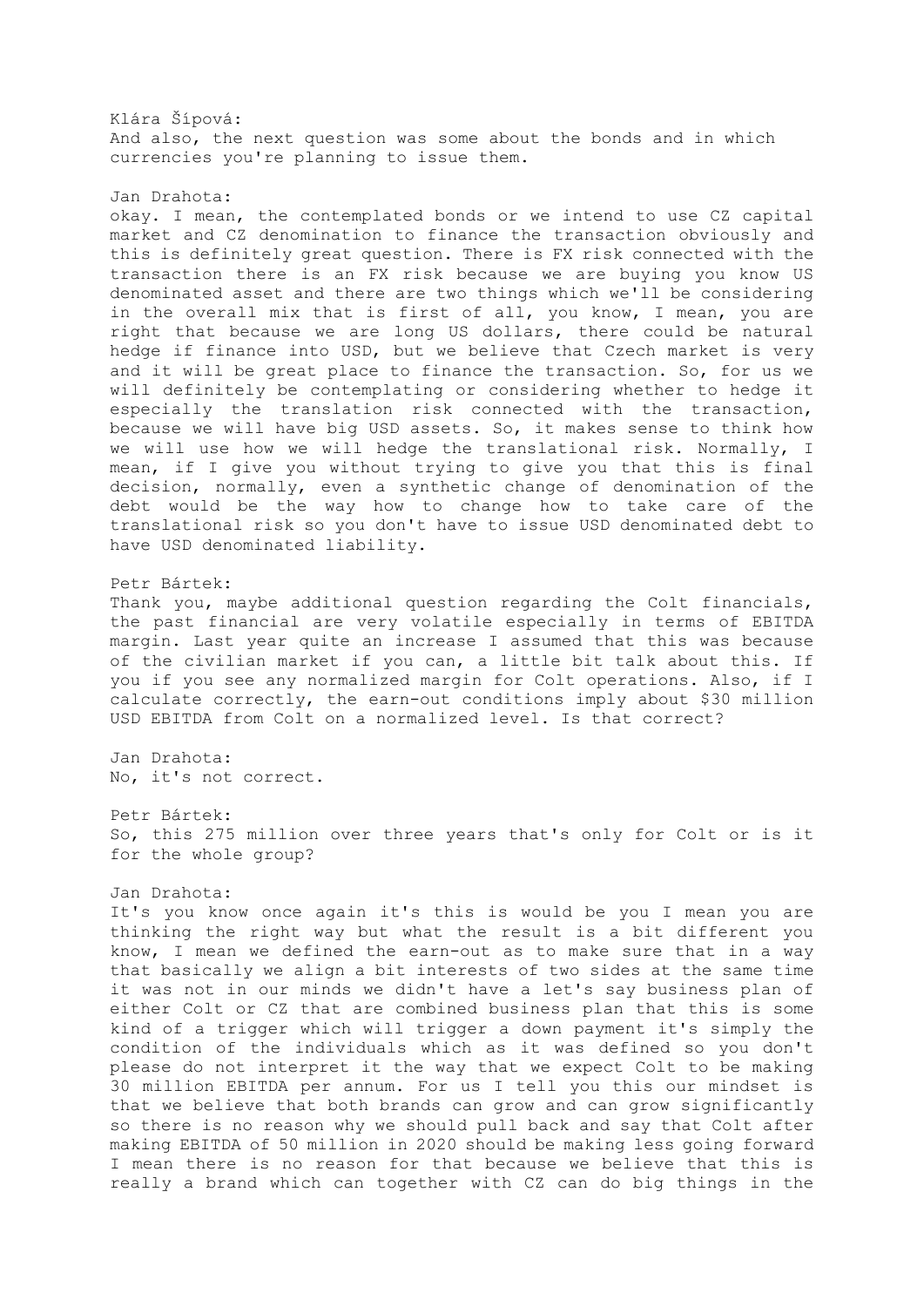Klára Šípová:
And also, the next question was some about the bonds and in which currencies you're planning to issue them.

Jan Drahota:
okay. I mean, the contemplated bonds or we intend to use CZ capital market and CZ denomination to finance the transaction obviously and this is definitely great question. There is FX risk connected with the transaction there is an FX risk because we are buying you know US denominated asset and there are two things which we'll be considering in the overall mix that is first of all, you know, I mean, you are right that because we are long US dollars, there could be natural hedge if finance into USD, but we believe that Czech market is very and it will be great place to finance the transaction. So, for us we will definitely be contemplating or considering whether to hedge it especially the translation risk connected with the transaction, because we will have big USD assets. So, it makes sense to think how we will use how we will hedge the translational risk. Normally, I mean, if I give you without trying to give you that this is final decision, normally, even a synthetic change of denomination of the debt would be the way how to change how to take care of the translational risk so you don't have to issue USD denominated debt to have USD denominated liability.

Petr Bártek:
Thank you, maybe additional question regarding the Colt financials, the past financial are very volatile especially in terms of EBITDA margin. Last year quite an increase I assumed that this was because of the civilian market if you can, a little bit talk about this. If you if you see any normalized margin for Colt operations. Also, if I calculate correctly, the earn-out conditions imply about $30 million USD EBITDA from Colt on a normalized level. Is that correct?

Jan Drahota:
No, it's not correct.

Petr Bártek:
So, this 275 million over three years that's only for Colt or is it for the whole group?

Jan Drahota:
It's you know once again it's this is would be you I mean you are thinking the right way but what the result is a bit different you know, I mean we defined the earn-out as to make sure that in a way that basically we align a bit interests of two sides at the same time it was not in our minds we didn't have a let's say business plan of either Colt or CZ that are combined business plan that this is some kind of a trigger which will trigger a down payment it's simply the condition of the individuals which as it was defined so you don't please do not interpret it the way that we expect Colt to be making 30 million EBITDA per annum. For us I tell you this our mindset is that we believe that both brands can grow and can grow significantly so there is no reason why we should pull back and say that Colt after making EBITDA of 50 million in 2020 should be making less going forward I mean there is no reason for that because we believe that this is really a brand which can together with CZ can do big things in the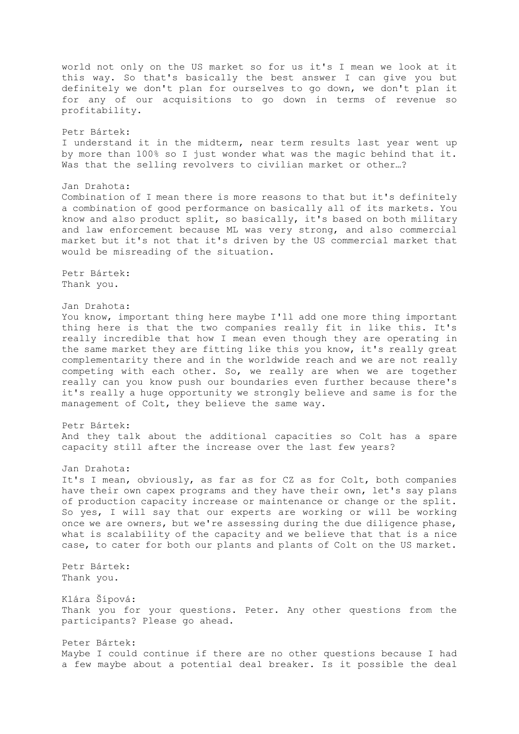world not only on the US market so for us it's I mean we look at it this way. So that's basically the best answer I can give you but definitely we don't plan for ourselves to go down, we don't plan it for any of our acquisitions to go down in terms of revenue so profitability.

Petr Bártek:
I understand it in the midterm, near term results last year went up by more than 100% so I just wonder what was the magic behind that it. Was that the selling revolvers to civilian market or other…?

Jan Drahota:
Combination of I mean there is more reasons to that but it's definitely a combination of good performance on basically all of its markets. You know and also product split, so basically, it's based on both military and law enforcement because ML was very strong, and also commercial market but it's not that it's driven by the US commercial market that would be misreading of the situation.

Petr Bártek:
Thank you.

Jan Drahota:
You know, important thing here maybe I'll add one more thing important thing here is that the two companies really fit in like this. It's really incredible that how I mean even though they are operating in the same market they are fitting like this you know, it's really great complementarity there and in the worldwide reach and we are not really competing with each other. So, we really are when we are together really can you know push our boundaries even further because there's it's really a huge opportunity we strongly believe and same is for the management of Colt, they believe the same way.

Petr Bártek:
And they talk about the additional capacities so Colt has a spare capacity still after the increase over the last few years?

Jan Drahota:
It's I mean, obviously, as far as for CZ as for Colt, both companies have their own capex programs and they have their own, let's say plans of production capacity increase or maintenance or change or the split. So yes, I will say that our experts are working or will be working once we are owners, but we're assessing during the due diligence phase, what is scalability of the capacity and we believe that that is a nice case, to cater for both our plants and plants of Colt on the US market.

Petr Bártek:
Thank you.

Klára Šípová:
Thank you for your questions. Peter. Any other questions from the participants? Please go ahead.

Peter Bártek:
Maybe I could continue if there are no other questions because I had a few maybe about a potential deal breaker. Is it possible the deal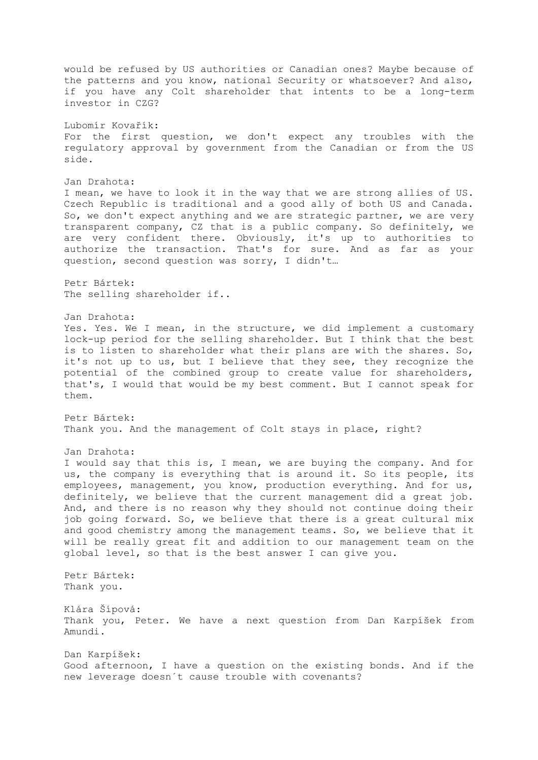would be refused by US authorities or Canadian ones? Maybe because of the patterns and you know, national Security or whatsoever? And also, if you have any Colt shareholder that intents to be a long-term investor in CZG?

Lubomír Kovařík:
For the first question, we don't expect any troubles with the regulatory approval by government from the Canadian or from the US side.

Jan Drahota:
I mean, we have to look it in the way that we are strong allies of US. Czech Republic is traditional and a good ally of both US and Canada. So, we don't expect anything and we are strategic partner, we are very transparent company, CZ that is a public company. So definitely, we are very confident there. Obviously, it's up to authorities to authorize the transaction. That's for sure. And as far as your question, second question was sorry, I didn't…

Petr Bártek:
The selling shareholder if..

Jan Drahota:
Yes. Yes. We I mean, in the structure, we did implement a customary lock-up period for the selling shareholder. But I think that the best is to listen to shareholder what their plans are with the shares. So, it's not up to us, but I believe that they see, they recognize the potential of the combined group to create value for shareholders, that's, I would that would be my best comment. But I cannot speak for them.

Petr Bártek:
Thank you. And the management of Colt stays in place, right?

Jan Drahota:
I would say that this is, I mean, we are buying the company. And for us, the company is everything that is around it. So its people, its employees, management, you know, production everything. And for us, definitely, we believe that the current management did a great job. And, and there is no reason why they should not continue doing their job going forward. So, we believe that there is a great cultural mix and good chemistry among the management teams. So, we believe that it will be really great fit and addition to our management team on the global level, so that is the best answer I can give you.

Petr Bártek:
Thank you.

Klára Šípová:
Thank you, Peter. We have a next question from Dan Karpíšek from Amundi.

Dan Karpíšek:
Good afternoon, I have a question on the existing bonds. And if the new leverage doesn´t cause trouble with covenants?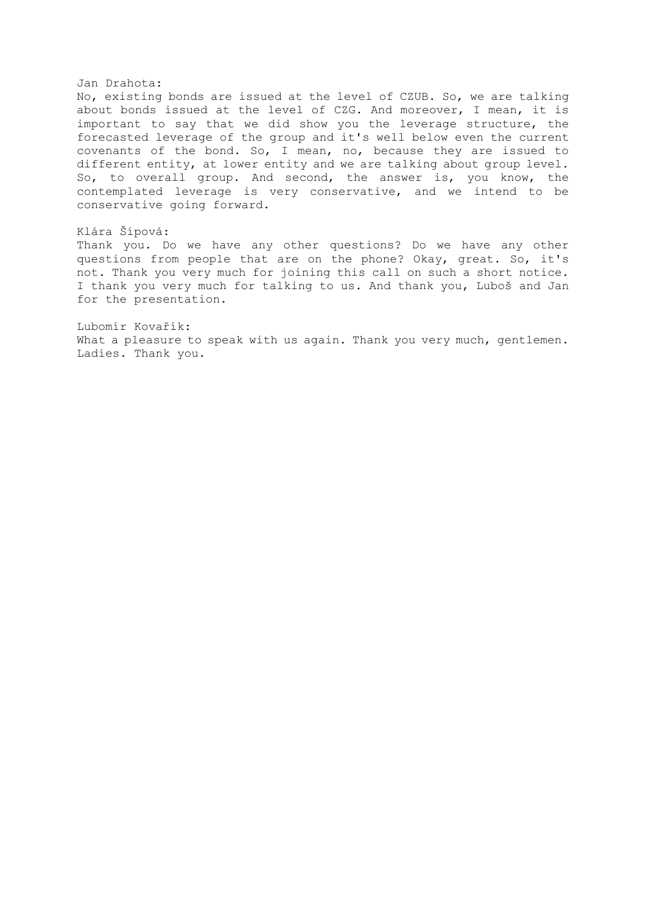Jan Drahota:
No, existing bonds are issued at the level of CZUB. So, we are talking about bonds issued at the level of CZG. And moreover, I mean, it is important to say that we did show you the leverage structure, the forecasted leverage of the group and it's well below even the current covenants of the bond. So, I mean, no, because they are issued to different entity, at lower entity and we are talking about group level. So, to overall group. And second, the answer is, you know, the contemplated leverage is very conservative, and we intend to be conservative going forward.

Klára Šípová:
Thank you. Do we have any other questions? Do we have any other questions from people that are on the phone? Okay, great. So, it's not. Thank you very much for joining this call on such a short notice. I thank you very much for talking to us. And thank you, Luboš and Jan for the presentation.

Lubomír Kovařík:
What a pleasure to speak with us again. Thank you very much, gentlemen. Ladies. Thank you.